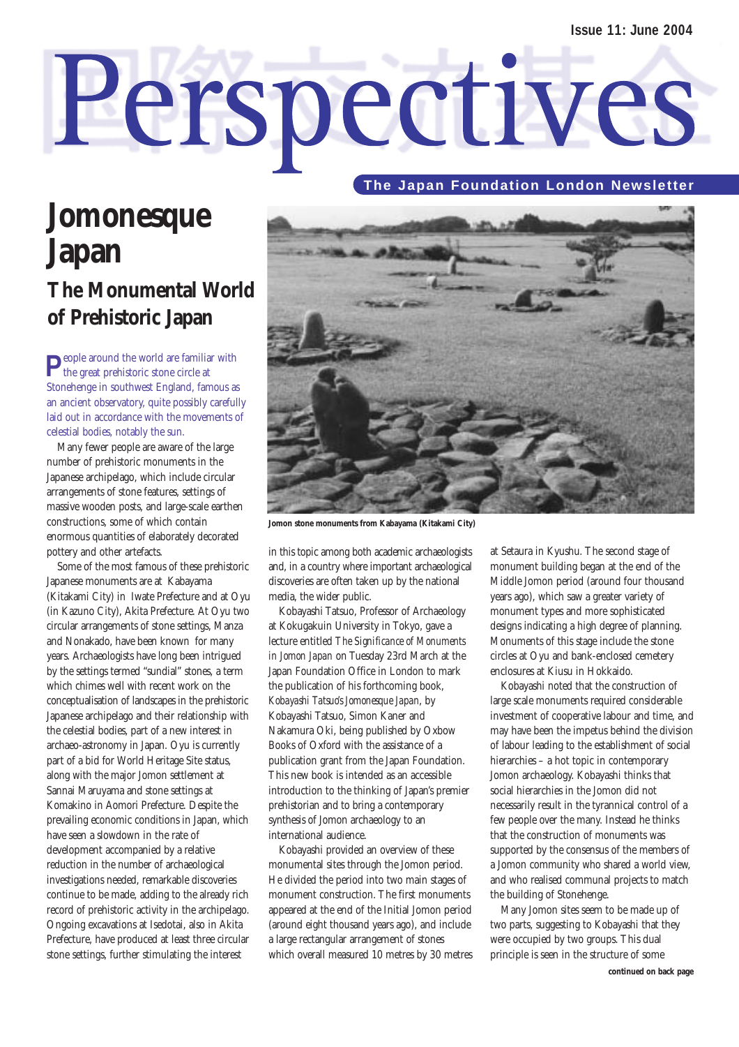# Perspectives

**Issue 11: June 2004**

**The Japan Foundation London Newsletter**

# Jomonesque Japan

## The Monumental World of Prehistoric Japan

People around the world are familiar with the great prehistoric stone circle at Stonehenge in southwest England, famous as an ancient observatory, quite possibly carefully laid out in accordance with the movements of celestial bodies, notably the sun.

Many fewer people are aware of the large number of prehistoric monuments in the Japanese archipelago, which include circular arrangements of stone features, settings of massive wooden posts, and large-scale earthen constructions, some of which contain enormous quantities of elaborately decorated pottery and other artefacts.

Some of the most famous of these prehistoric Japanese monuments are at Kabayama (Kitakami City) in Iwate Prefecture and at Oyu (in Kazuno City), Akita Prefecture. At Oyu two circular arrangements of stone settings, Manza and Nonakado, have been known for many years. Archaeologists have long been intrigued by the settings termed "sundial" stones, a term which chimes well with recent work on the conceptualisation of landscapes in the prehistoric Japanese archipelago and their relationship with the celestial bodies, part of a new interest in archaeo-astronomy in Japan. Oyu is currently part of a bid for World Heritage Site status, along with the major Jomon settlement at Sannai Maruyama and stone settings at Komakino in Aomori Prefecture. Despite the prevailing economic conditions in Japan, which have seen a slowdown in the rate of development accompanied by a relative reduction in the number of archaeological investigations needed, remarkable discoveries continue to be made, adding to the already rich record of prehistoric activity in the archipelago. Ongoing excavations at Isedotai, also in Akita Prefecture, have produced at least three circular stone settings, further stimulating the interest in this topic among both academic archaeologists and, in a country where important archaeological discoveries are often taken up by the national media, the wider public.

Jomon stone monuments from Kabayama (Kitakami City)

Kobayashi Tatsuo, Professor of Archaeology at Kokugakuin University in Tokyo, gave a lecture entitled *The Significance of Monuments in Jomon Japan* on Tuesday 23rd March at the Japan Foundation Office in London to mark the publication of his forthcoming book, *Kobayashi Tatsuo's Jomonesque Japan*, by Kobayashi Tatsuo, Simon Kaner and Nakamura Oki, being published by Oxbow Books of Oxford with the assistance of a publication grant from the Japan Foundation. This new book is intended as an accessible introduction to the thinking of Japan's premier prehistorian and to bring a contemporary synthesis of Jomon archaeology to an international audience.

Kobayashi provided an overview of these monumental sites through the Jomon period. He divided the period into two main stages of monument construction. The first monuments appeared at the end of the Initial Jomon period (around eight thousand years ago), and include a large rectangular arrangement of stones which overall measured 10 metres by 30 metres at Setaura in Kyushu. The second stage of monument building began at the end of the Middle Jomon period (around four thousand years ago), which saw a greater variety of monument types and more sophisticated designs indicating a high degree of planning. Monuments of this stage include the stone circles at Oyu and bank-enclosed cemetery enclosures at Kiusu in Hokkaido.

Kobayashi noted that the construction of large scale monuments required considerable investment of cooperative labour and time, and may have been the impetus behind the division of labour leading to the establishment of social hierarchies – a hot topic in contemporary Jomon archaeology. Kobayashi thinks that social hierarchies in the Jomon did not necessarily result in the tyrannical control of a few people over the many. Instead he thinks that the construction of monuments was supported by the consensus of the members of a Jomon community who shared a world view, and who realised communal projects to match the building of Stonehenge.

Many Jomon sites seem to be made up of two parts, suggesting to Kobayashi that they were occupied by two groups. This dual principle is seen in the structure of some

**continued on back page**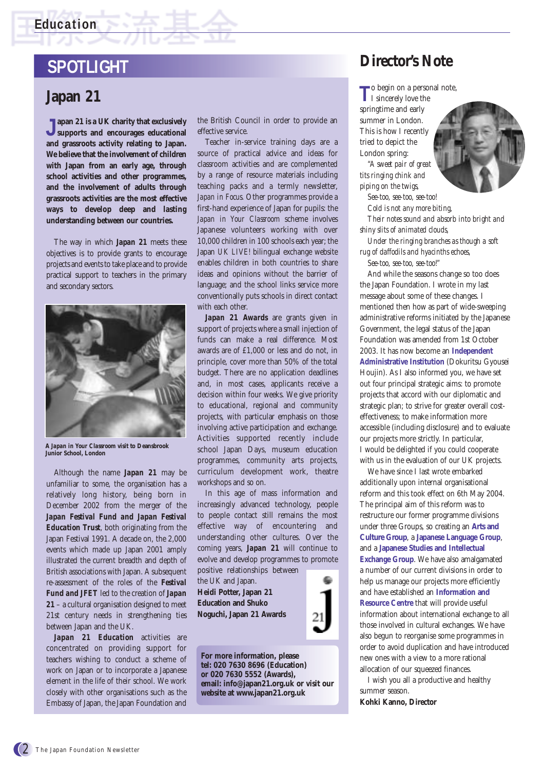# SPOTLIGHT

## Japan 21

**Japan 21 is a UK charity that exclusively supports and encourages educational and grassroots activity relating to Japan. We believe that the involvement of children with Japan from an early age, through school activities and other programmes, and the involvement of adults through grassroots activities are the most effective ways to develop deep and lasting understanding between our countries.**

The way in which **Japan 21** meets these objectives is to provide grants to encourage projects and events to take place and to provide practical support to teachers in the primary and secondary sectors.

A *Japan in Your Classroom* visit to Deansbrook Junior School, London

Although the name **Japan 21** may be unfamiliar to some, the organisation has a relatively long history, being born in December 2002 from the merger of the **Japan Festival Fund and Japan Festival Education Trust**, both originating from the Japan Festival 1991. A decade on, the 2,000 events which made up Japan 2001 amply illustrated the current breadth and depth of British associations with Japan. A subsequent re-assessment of the roles of the **Festival Fund and JFET** led to the creation of **Japan 21** – a cultural organisation designed to meet 21st century needs in strengthening ties between Japan and the UK.

**Japan 21 Education** activities are concentrated on providing support for teachers wishing to conduct a scheme of work on Japan or to incorporate a Japanese element in the life of their school. We work closely with other organisations such as the Embassy of Japan, the Japan Foundation and the British Council in order to provide an effective service.

Teacher in-service training days are a source of practical advice and ideas for classroom activities and are complemented by a range of resource materials including teaching packs and a termly newsletter, *Japan in Focus*. Other programmes provide a first-hand experience of Japan for pupils: the *Japan in Your Classroom* scheme involves Japanese volunteers working with over 10,000 children in 100 schools each year; the Japan UK LIVE! bilingual exchange website enables children in both countries to share ideas and opinions without the barrier of language; and the school links service more conventionally puts schools in direct contact with each other.

**Japan 21 Awards** are grants given in support of projects where a small injection of funds can make a real difference. Most awards are of £1,000 or less and do not, in principle, cover more than 50% of the total budget. There are no application deadlines and, in most cases, applicants receive a decision within four weeks. We give priority to educational, regional and community projects, with particular emphasis on those involving active participation and exchange. Activities supported recently include school Japan Days, museum education programmes, community arts projects, curriculum development work, theatre workshops and so on.

In this age of mass information and increasingly advanced technology, people to people contact still remains the most effective way of encountering and understanding other cultures. Over the coming years, **Japan 21** will continue to evolve and develop programmes to promote positive relationships between the UK and Japan.

**Heidi Potter, Japan 21 Education and Shuko Noguchi, Japan 21 Awards**

**For more information, please tel: 020 7630 8696 (Education) or 020 7630 5552 (Awards), email: info@japan21.org.uk or visit our website at www.japan21.org.uk**

## Director's Note

To begin on a personal note, I sincerely love the springtime and early summer in London. This is how I recently tried to depict the London spring:

*"A sweet pair of great tits ringing chink and piping on the twigs,*
*See-too, see-too, see-too!*
*Cold is not any more biting,*
*Their notes sound and absorb into bright and shiny slits of animated clouds,*
*Under the ringing branches as though a soft rug of daffodils and hyacinths echoes,*
*See-too, see-too, see-too!"*

And while the seasons change so too does the Japan Foundation. I wrote in my last message about some of these changes. I mentioned then how as part of wide-sweeping administrative reforms initiated by the Japanese Government, the legal status of the Japan Foundation was amended from 1st October 2003. It has now become an **Independent Administrative Institution** (Dokuritsu Gyousei Houjin). As I also informed you, we have set out four principal strategic aims: to promote projects that accord with our diplomatic and strategic plan; to strive for greater overall cost-effectiveness; to make information more accessible (including disclosure) and to evaluate our projects more strictly. In particular, I would be delighted if you could cooperate with us in the evaluation of our UK projects.

We have since I last wrote embarked additionally upon internal organisational reform and this took effect on 6th May 2004. The principal aim of this reform was to restructure our former programme divisions under three Groups, so creating an **Arts and Culture Group**, a **Japanese Language Group**, and a **Japanese Studies and Intellectual Exchange Group**. We have also amalgamated a number of our current divisions in order to help us manage our projects more efficiently and have established an **Information and Resource Centre** that will provide useful information about international exchange to all those involved in cultural exchanges. We have also begun to reorganise some programmes in order to avoid duplication and have introduced new ones with a view to a more rational allocation of our squeezed finances.

I wish you all a productive and healthy summer season.

**Kohki Kanno, Director**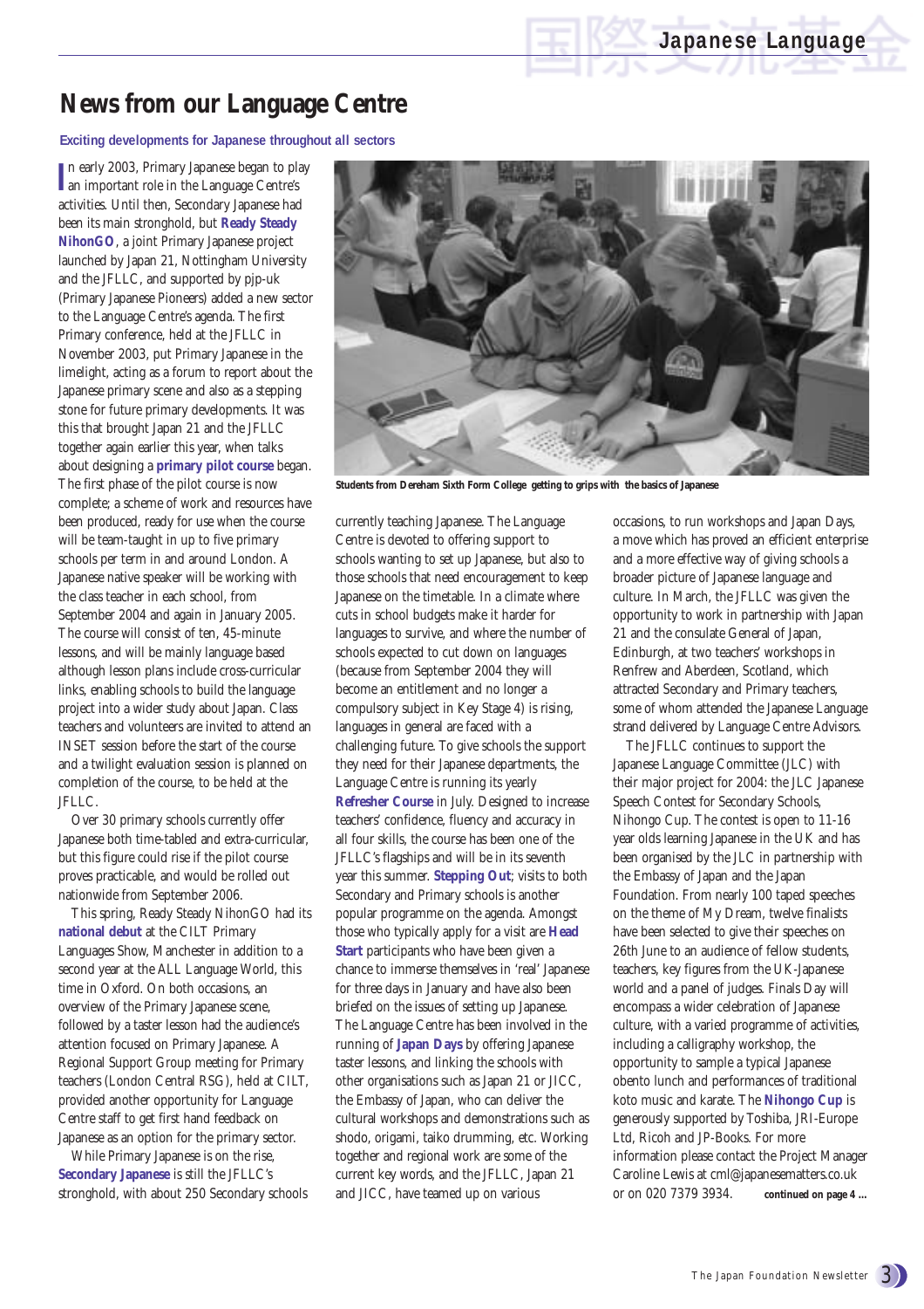# News from our Language Centre

**Exciting developments for Japanese throughout all sectors**

In early 2003, Primary Japanese began to play an important role in the Language Centre's activities. Until then, Secondary Japanese had been its main stronghold, but **Ready Steady NihonGO**, a joint Primary Japanese project launched by Japan 21, Nottingham University and the JFLLC, and supported by pjp-uk (Primary Japanese Pioneers) added a new sector to the Language Centre's agenda. The first Primary conference, held at the JFLLC in November 2003, put Primary Japanese in the limelight, acting as a forum to report about the Japanese primary scene and also as a stepping stone for future primary developments. It was this that brought Japan 21 and the JFLLC together again earlier this year, when talks about designing a **primary pilot course** began. The first phase of the pilot course is now complete; a scheme of work and resources have been produced, ready for use when the course will be team-taught in up to five primary schools per term in and around London. A Japanese native speaker will be working with the class teacher in each school, from September 2004 and again in January 2005. The course will consist of ten, 45-minute lessons, and will be mainly language based although lesson plans include cross-curricular links, enabling schools to build the language project into a wider study about Japan. Class teachers and volunteers are invited to attend an INSET session before the start of the course and a twilight evaluation session is planned on completion of the course, to be held at the JFLLC.

Over 30 primary schools currently offer Japanese both time-tabled and extra-curricular, but this figure could rise if the pilot course proves practicable, and would be rolled out nationwide from September 2006.

This spring, Ready Steady NihonGO had its **national debut** at the CILT Primary Languages Show, Manchester in addition to a second year at the ALL Language World, this time in Oxford. On both occasions, an overview of the Primary Japanese scene, followed by a taster lesson had the audience's attention focused on Primary Japanese. A Regional Support Group meeting for Primary teachers (London Central RSG), held at CILT, provided another opportunity for Language Centre staff to get first hand feedback on Japanese as an option for the primary sector.

While Primary Japanese is on the rise, **Secondary Japanese** is still the JFLLC's stronghold, with about 250 Secondary schools currently teaching Japanese. The Language Centre is devoted to offering support to schools wanting to set up Japanese, but also to those schools that need encouragement to keep Japanese on the timetable. In a climate where cuts in school budgets make it harder for languages to survive, and where the number of schools expected to cut down on languages (because from September 2004 they will become an entitlement and no longer a compulsory subject in Key Stage 4) is rising, languages in general are faced with a challenging future. To give schools the support they need for their Japanese departments, the Language Centre is running its yearly **Refresher Course** in July. Designed to increase teachers' confidence, fluency and accuracy in all four skills, the course has been one of the JFLLC's flagships and will be in its seventh year this summer. **Stepping Out**; visits to both Secondary and Primary schools is another popular programme on the agenda. Amongst those who typically apply for a visit are **Head Start** participants who have been given a chance to immerse themselves in 'real' Japanese for three days in January and have also been briefed on the issues of setting up Japanese. The Language Centre has been involved in the running of **Japan Days** by offering Japanese taster lessons, and linking the schools with other organisations such as Japan 21 or JICC, the Embassy of Japan, who can deliver the cultural workshops and demonstrations such as shodo, origami, taiko drumming, etc. Working together and regional work are some of the current key words, and the JFLLC, Japan 21 and JICC, have teamed up on various occasions, to run workshops and Japan Days, a move which has proved an efficient enterprise and a more effective way of giving schools a broader picture of Japanese language and culture. In March, the JFLLC was given the opportunity to work in partnership with Japan 21 and the consulate General of Japan, Edinburgh, at two teachers' workshops in Renfrew and Aberdeen, Scotland, which attracted Secondary and Primary teachers, some of whom attended the Japanese Language strand delivered by Language Centre Advisors.

Students from Dereham Sixth Form College getting to grips with the basics of Japanese

The JFLLC continues to support the Japanese Language Committee (JLC) with their major project for 2004: the JLC Japanese Speech Contest for Secondary Schools, Nihongo Cup. The contest is open to 11-16 year olds learning Japanese in the UK and has been organised by the JLC in partnership with the Embassy of Japan and the Japan Foundation. From nearly 100 taped speeches on the theme of My Dream, twelve finalists have been selected to give their speeches on 26th June to an audience of fellow students, teachers, key figures from the UK-Japanese world and a panel of judges. Finals Day will encompass a wider celebration of Japanese culture, with a varied programme of activities, including a calligraphy workshop, the opportunity to sample a typical Japanese obento lunch and performances of traditional koto music and karate. The **Nihongo Cup** is generously supported by Toshiba, JRI-Europe Ltd, Ricoh and JP-Books. For more information please contact the Project Manager Caroline Lewis at cml@japanesematters.co.uk or on 020 7379 3934. **continued on page 4 ...**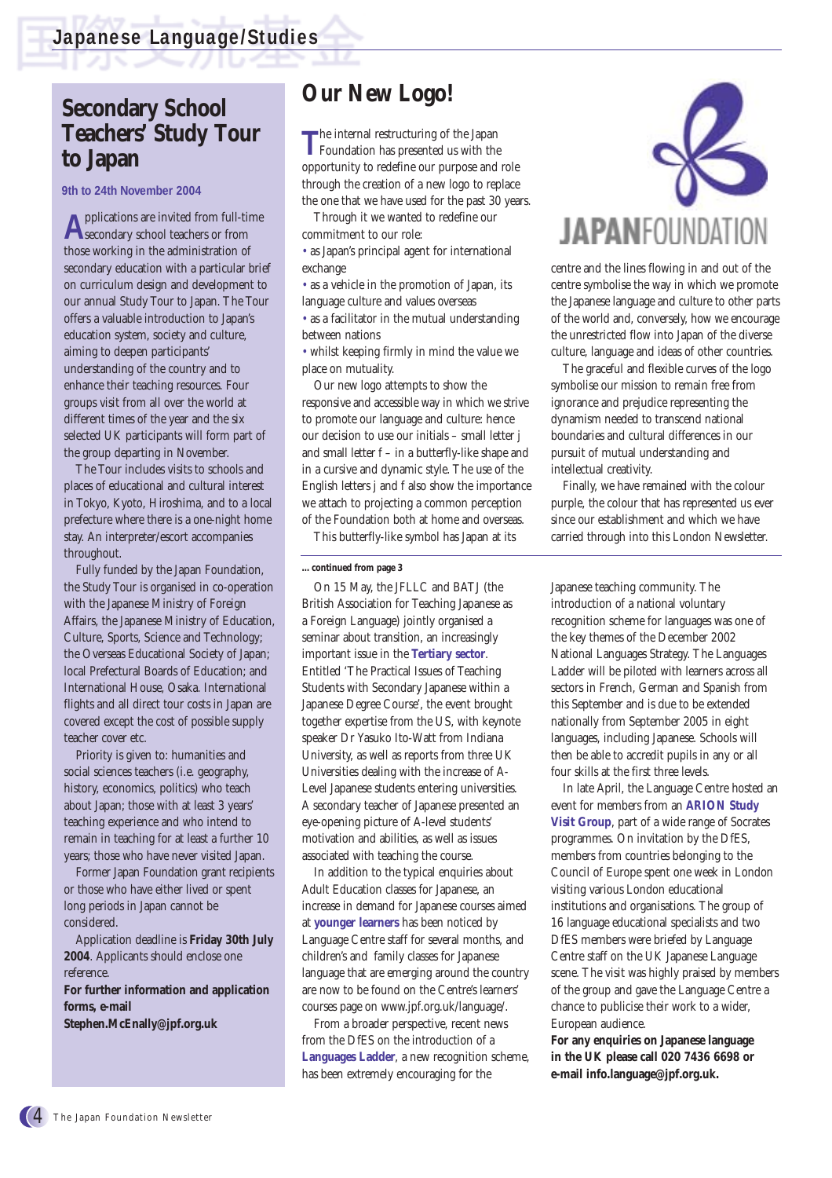## Secondary School Teachers' Study Tour to Japan

**9th to 24th November 2004**

Applications are invited from full-time secondary school teachers or from those working in the administration of secondary education with a particular brief on curriculum design and development to our annual Study Tour to Japan. The Tour offers a valuable introduction to Japan's education system, society and culture, aiming to deepen participants' understanding of the country and to enhance their teaching resources. Four groups visit from all over the world at different times of the year and the six selected UK participants will form part of the group departing in November.

The Tour includes visits to schools and places of educational and cultural interest in Tokyo, Kyoto, Hiroshima, and to a local prefecture where there is a one-night home stay. An interpreter/escort accompanies throughout.

Fully funded by the Japan Foundation, the Study Tour is organised in co-operation with the Japanese Ministry of Foreign Affairs, the Japanese Ministry of Education, Culture, Sports, Science and Technology; the Overseas Educational Society of Japan; local Prefectural Boards of Education; and International House, Osaka. International flights and all direct tour costs in Japan are covered except the cost of possible supply teacher cover etc.

Priority is given to: humanities and social sciences teachers (i.e. geography, history, economics, politics) who teach about Japan; those with at least 3 years' teaching experience and who intend to remain in teaching for at least a further 10 years; those who have never visited Japan.

Former Japan Foundation grant recipients or those who have either lived or spent long periods in Japan cannot be considered.

Application deadline is **Friday 30th July 2004**. Applicants should enclose one reference.

**For further information and application forms, e-mail Stephen.McEnally@jpf.org.uk**

## Our New Logo!

The internal restructuring of the Japan Foundation has presented us with the opportunity to redefine our purpose and role through the creation of a new logo to replace the one that we have used for the past 30 years.

Through it we wanted to redefine our commitment to our role:

- as Japan's principal agent for international exchange
- as a vehicle in the promotion of Japan, its language culture and values overseas
- as a facilitator in the mutual understanding between nations
- whilst keeping firmly in mind the value we place on mutuality.

Our new logo attempts to show the responsive and accessible way in which we strive to promote our language and culture: hence our decision to use our initials – small letter j and small letter f – in a butterfly-like shape and in a cursive and dynamic style. The use of the English letters j and f also show the importance we attach to projecting a common perception of the Foundation both at home and overseas.

This butterfly-like symbol has Japan at its centre and the lines flowing in and out of the centre symbolise the way in which we promote the Japanese language and culture to other parts of the world and, conversely, how we encourage the unrestricted flow into Japan of the diverse culture, language and ideas of other countries.

The graceful and flexible curves of the logo symbolise our mission to remain free from ignorance and prejudice representing the dynamism needed to transcend national boundaries and cultural differences in our pursuit of mutual understanding and intellectual creativity.

Finally, we have remained with the colour purple, the colour that has represented us ever since our establishment and which we have carried through into this London Newsletter.

**... continued from page 3**

On 15 May, the JFLLC and BATJ (the British Association for Teaching Japanese as a Foreign Language) jointly organised a seminar about transition, an increasingly important issue in the **Tertiary sector**. Entitled 'The Practical Issues of Teaching Students with Secondary Japanese within a Japanese Degree Course', the event brought together expertise from the US, with keynote speaker Dr Yasuko Ito-Watt from Indiana University, as well as reports from three UK Universities dealing with the increase of A-Level Japanese students entering universities. A secondary teacher of Japanese presented an eye-opening picture of A-level students' motivation and abilities, as well as issues associated with teaching the course.

In addition to the typical enquiries about Adult Education classes for Japanese, an increase in demand for Japanese courses aimed at **younger learners** has been noticed by Language Centre staff for several months, and children's and family classes for Japanese language that are emerging around the country are now to be found on the Centre's learners' courses page on www.jpf.org.uk/language/.

From a broader perspective, recent news from the DfES on the introduction of a **Languages Ladder**, a new recognition scheme, has been extremely encouraging for the Japanese teaching community. The introduction of a national voluntary recognition scheme for languages was one of the key themes of the December 2002 National Languages Strategy. The Languages Ladder will be piloted with learners across all sectors in French, German and Spanish from this September and is due to be extended nationally from September 2005 in eight languages, including Japanese. Schools will then be able to accredit pupils in any or all four skills at the first three levels.

In late April, the Language Centre hosted an event for members from an **ARION Study Visit Group**, part of a wide range of Socrates programmes. On invitation by the DfES, members from countries belonging to the Council of Europe spent one week in London visiting various London educational institutions and organisations. The group of 16 language educational specialists and two DfES members were briefed by Language Centre staff on the UK Japanese Language scene. The visit was highly praised by members of the group and gave the Language Centre a chance to publicise their work to a wider, European audience.

**For any enquiries on Japanese language in the UK please call 020 7436 6698 or e-mail info.language@jpf.org.uk.**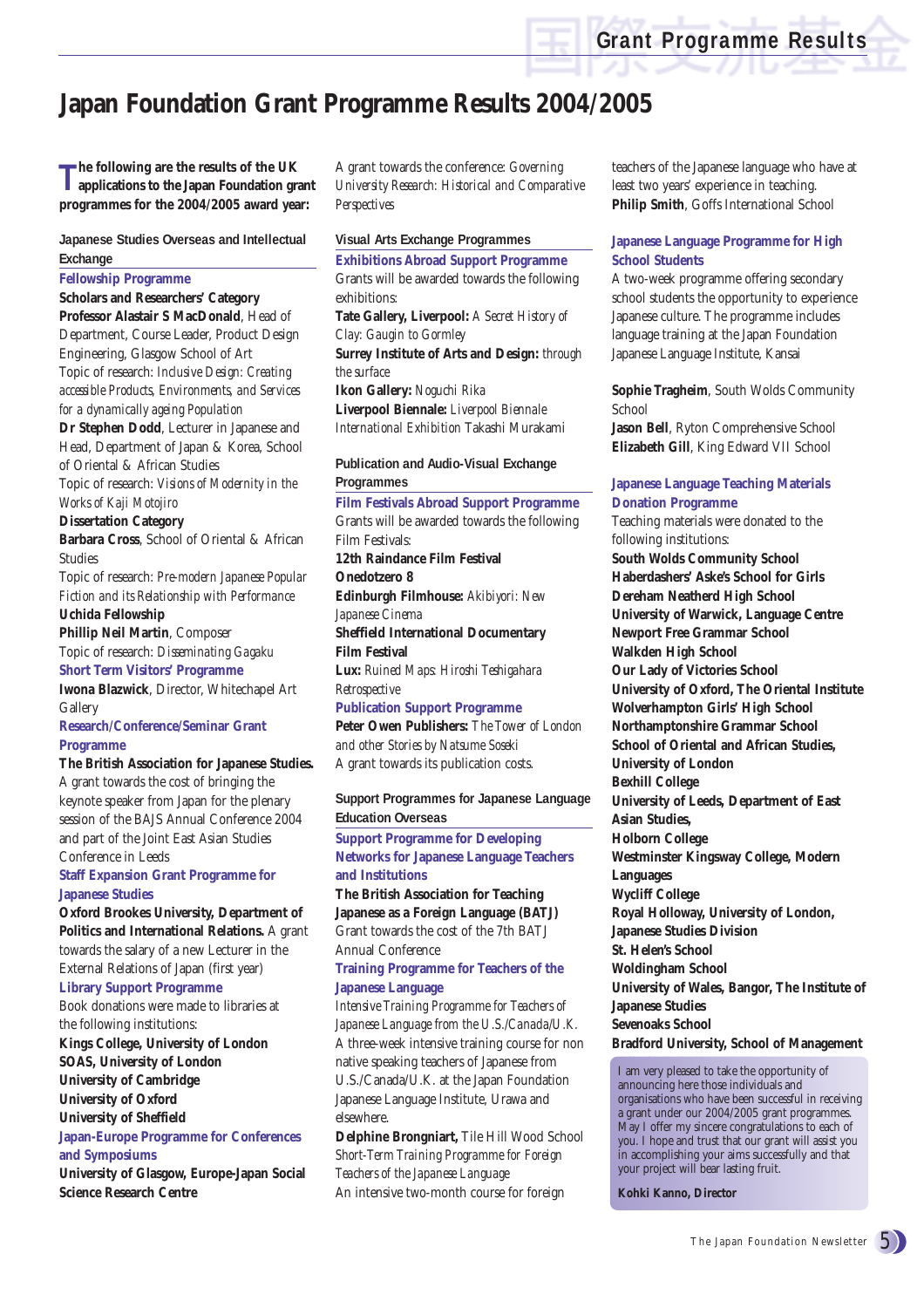# Japan Foundation Grant Programme Results 2004/2005

**The following are the results of the UK applications to the Japan Foundation grant programmes for the 2004/2005 award year:**

## Japanese Studies Overseas and Intellectual Exchange

### Fellowship Programme

**Scholars and Researchers' Category**

**Professor Alastair S MacDonald**, Head of Department, Course Leader, Product Design Engineering, Glasgow School of Art
Topic of research: *Inclusive Design: Creating accessible Products, Environments, and Services for a dynamically ageing Population*

**Dr Stephen Dodd**, Lecturer in Japanese and Head, Department of Japan & Korea, School of Oriental & African Studies
Topic of research: *Visions of Modernity in the Works of Kaji Motojiro*

**Dissertation Category**

**Barbara Cross**, School of Oriental & African Studies
Topic of research: *Pre-modern Japanese Popular Fiction and its Relationship with Performance*

**Uchida Fellowship**

**Phillip Neil Martin**, Composer
Topic of research: *Disseminating Gagaku*

### Short Term Visitors' Programme

**Iwona Blazwick**, Director, Whitechapel Art Gallery

### Research/Conference/Seminar Grant Programme

**The British Association for Japanese Studies.** A grant towards the cost of bringing the keynote speaker from Japan for the plenary session of the BAJS Annual Conference 2004 and part of the Joint East Asian Studies Conference in Leeds

### Staff Expansion Grant Programme for Japanese Studies

**Oxford Brookes University, Department of Politics and International Relations.** A grant towards the salary of a new Lecturer in the External Relations of Japan (first year)

### Library Support Programme

Book donations were made to libraries at the following institutions:

**Kings College, University of London**
**SOAS, University of London**
**University of Cambridge**
**University of Oxford**
**University of Sheffield**

### Japan-Europe Programme for Conferences and Symposiums

**University of Glasgow, Europe-Japan Social Science Research Centre**
A grant towards the conference: *Governing University Research: Historical and Comparative Perspectives*

## Visual Arts Exchange Programmes

### Exhibitions Abroad Support Programme

Grants will be awarded towards the following exhibitions:

**Tate Gallery, Liverpool:** *A Secret History of Clay: Gaugin to Gormley*
**Surrey Institute of Arts and Design:** *through the surface*
**Ikon Gallery:** *Noguchi Rika*
**Liverpool Biennale:** *Liverpool Biennale International Exhibition* Takashi Murakami

## Publication and Audio-Visual Exchange Programmes

### Film Festivals Abroad Support Programme

Grants will be awarded towards the following Film Festivals:

**12th Raindance Film Festival**
**Onedotzero 8**
**Edinburgh Filmhouse:** *Akibiyori: New Japanese Cinema*
**Sheffield International Documentary Film Festival**
**Lux:** *Ruined Maps: Hiroshi Teshigahara Retrospective*

### Publication Support Programme

**Peter Owen Publishers:** *The Tower of London and other Stories by Natsume Soseki*
A grant towards its publication costs.

## Support Programmes for Japanese Language Education Overseas

### Support Programme for Developing Networks for Japanese Language Teachers and Institutions

**The British Association for Teaching Japanese as a Foreign Language (BATJ)**
Grant towards the cost of the 7th BATJ Annual Conference

### Training Programme for Teachers of the Japanese Language

*Intensive Training Programme for Teachers of Japanese Language from the U.S./Canada/U.K.*
A three-week intensive training course for non native speaking teachers of Japanese from U.S./Canada/U.K. at the Japan Foundation Japanese Language Institute, Urawa and elsewhere.

**Delphine Brongniart,** Tile Hill Wood School
*Short-Term Training Programme for Foreign Teachers of the Japanese Language*
An intensive two-month course for foreign teachers of the Japanese language who have at least two years' experience in teaching.
**Philip Smith**, Goffs International School

### Japanese Language Programme for High School Students

A two-week programme offering secondary school students the opportunity to experience Japanese culture. The programme includes language training at the Japan Foundation Japanese Language Institute, Kansai

**Sophie Tragheim**, South Wolds Community School
**Jason Bell**, Ryton Comprehensive School
**Elizabeth Gill**, King Edward VII School

### Japanese Language Teaching Materials Donation Programme

Teaching materials were donated to the following institutions:

**South Wolds Community School**
**Haberdashers' Aske's School for Girls**
**Dereham Neatherd High School**
**University of Warwick, Language Centre**
**Newport Free Grammar School**
**Walkden High School**
**Our Lady of Victories School**
**University of Oxford, The Oriental Institute**
**Wolverhampton Girls' High School**
**Northamptonshire Grammar School**
**School of Oriental and African Studies, University of London**
**Bexhill College**
**University of Leeds, Department of East Asian Studies,**
**Holborn College**
**Westminster Kingsway College, Modern Languages**
**Wycliff College**
**Royal Holloway, University of London, Japanese Studies Division**
**St. Helen's School**
**Woldingham School**
**University of Wales, Bangor, The Institute of Japanese Studies**
**Sevenoaks School**
**Bradford University, School of Management**

I am very pleased to take the opportunity of announcing here those individuals and organisations who have been successful in receiving a grant under our 2004/2005 grant programmes. May I offer my sincere congratulations to each of you. I hope and trust that our grant will assist you in accomplishing your aims successfully and that your project will bear lasting fruit.

**Kohki Kanno, Director**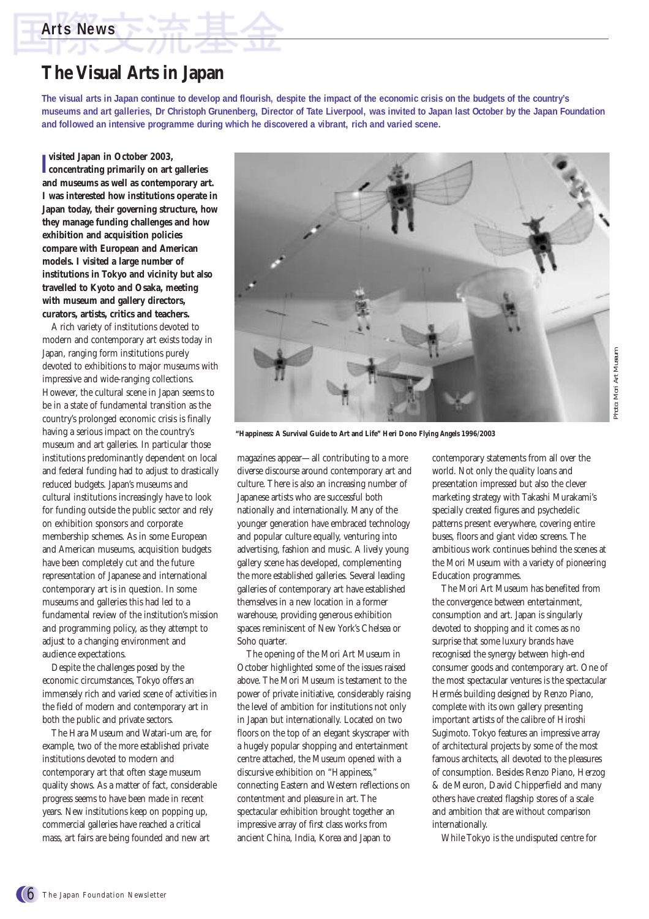# The Visual Arts in Japan

**The visual arts in Japan continue to develop and flourish, despite the impact of the economic crisis on the budgets of the country's museums and art galleries, Dr Christoph Grunenberg, Director of Tate Liverpool, was invited to Japan last October by the Japan Foundation and followed an intensive programme during which he discovered a vibrant, rich and varied scene.**

**I visited Japan in October 2003, concentrating primarily on art galleries and museums as well as contemporary art. I was interested how institutions operate in Japan today, their governing structure, how they manage funding challenges and how exhibition and acquisition policies compare with European and American models. I visited a large number of institutions in Tokyo and vicinity but also travelled to Kyoto and Osaka, meeting with museum and gallery directors, curators, artists, critics and teachers.**

A rich variety of institutions devoted to modern and contemporary art exists today in Japan, ranging form institutions purely devoted to exhibitions to major museums with impressive and wide-ranging collections. However, the cultural scene in Japan seems to be in a state of fundamental transition as the country's prolonged economic crisis is finally having a serious impact on the country's museum and art galleries. In particular those institutions predominantly dependent on local and federal funding had to adjust to drastically reduced budgets. Japan's museums and cultural institutions increasingly have to look for funding outside the public sector and rely on exhibition sponsors and corporate membership schemes. As in some European and American museums, acquisition budgets have been completely cut and the future representation of Japanese and international contemporary art is in question. In some museums and galleries this had led to a fundamental review of the institution's mission and programming policy, as they attempt to adjust to a changing environment and audience expectations.

Despite the challenges posed by the economic circumstances, Tokyo offers an immensely rich and varied scene of activities in the field of modern and contemporary art in both the public and private sectors.

The Hara Museum and Watari-um are, for example, two of the more established private institutions devoted to modern and contemporary art that often stage museum quality shows. As a matter of fact, considerable progress seems to have been made in recent years. New institutions keep on popping up, commercial galleries have reached a critical mass, art fairs are being founded and new art magazines appear—all contributing to a more diverse discourse around contemporary art and culture. There is also an increasing number of Japanese artists who are successful both nationally and internationally. Many of the younger generation have embraced technology and popular culture equally, venturing into advertising, fashion and music. A lively young gallery scene has developed, complementing the more established galleries. Several leading galleries of contemporary art have established themselves in a new location in a former warehouse, providing generous exhibition spaces reminiscent of New York's Chelsea or Soho quarter.

"Happiness: A Survival Guide to Art and Life" Heri Dono *Flying Angels* 1996/2003

Photo: Mori Art Museum

The opening of the Mori Art Museum in October highlighted some of the issues raised above. The Mori Museum is testament to the power of private initiative, considerably raising the level of ambition for institutions not only in Japan but internationally. Located on two floors on the top of an elegant skyscraper with a hugely popular shopping and entertainment centre attached, the Museum opened with a discursive exhibition on "Happiness," connecting Eastern and Western reflections on contentment and pleasure in art. The spectacular exhibition brought together an impressive array of first class works from ancient China, India, Korea and Japan to contemporary statements from all over the world. Not only the quality loans and presentation impressed but also the clever marketing strategy with Takashi Murakami's specially created figures and psychedelic patterns present everywhere, covering entire buses, floors and giant video screens. The ambitious work continues behind the scenes at the Mori Museum with a variety of pioneering Education programmes.

The Mori Art Museum has benefited from the convergence between entertainment, consumption and art. Japan is singularly devoted to shopping and it comes as no surprise that some luxury brands have recognised the synergy between high-end consumer goods and contemporary art. One of the most spectacular ventures is the spectacular Hermès building designed by Renzo Piano, complete with its own gallery presenting important artists of the calibre of Hiroshi Sugimoto. Tokyo features an impressive array of architectural projects by some of the most famous architects, all devoted to the pleasures of consumption. Besides Renzo Piano, Herzog & de Meuron, David Chipperfield and many others have created flagship stores of a scale and ambition that are without comparison internationally.

While Tokyo is the undisputed centre for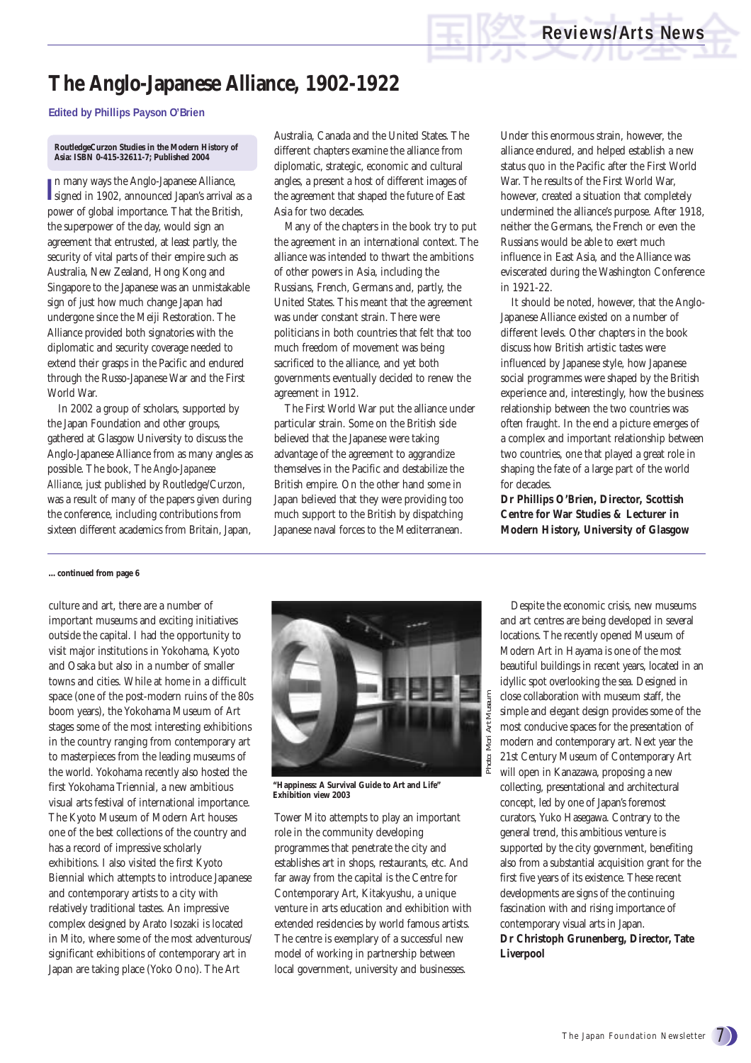# The Anglo-Japanese Alliance, 1902-1922

**Edited by Phillips Payson O'Brien**

**RoutledgeCurzon Studies in the Modern History of Asia: ISBN 0-415-32611-7; Published 2004**

In many ways the Anglo-Japanese Alliance, signed in 1902, announced Japan's arrival as a power of global importance. That the British, the superpower of the day, would sign an agreement that entrusted, at least partly, the security of vital parts of their empire such as Australia, New Zealand, Hong Kong and Singapore to the Japanese was an unmistakable sign of just how much change Japan had undergone since the Meiji Restoration. The Alliance provided both signatories with the diplomatic and security coverage needed to extend their grasps in the Pacific and endured through the Russo-Japanese War and the First World War.

In 2002 a group of scholars, supported by the Japan Foundation and other groups, gathered at Glasgow University to discuss the Anglo-Japanese Alliance from as many angles as possible. The book, *The Anglo-Japanese Alliance*, just published by Routledge/Curzon, was a result of many of the papers given during the conference, including contributions from sixteen different academics from Britain, Japan, Australia, Canada and the United States. The different chapters examine the alliance from diplomatic, strategic, economic and cultural angles, a present a host of different images of the agreement that shaped the future of East Asia for two decades.

Many of the chapters in the book try to put the agreement in an international context. The alliance was intended to thwart the ambitions of other powers in Asia, including the Russians, French, Germans and, partly, the United States. This meant that the agreement was under constant strain. There were politicians in both countries that felt that too much freedom of movement was being sacrificed to the alliance, and yet both governments eventually decided to renew the agreement in 1912.

The First World War put the alliance under particular strain. Some on the British side believed that the Japanese were taking advantage of the agreement to aggrandize themselves in the Pacific and destabilize the British empire. On the other hand some in Japan believed that they were providing too much support to the British by dispatching Japanese naval forces to the Mediterranean. Under this enormous strain, however, the alliance endured, and helped establish a new status quo in the Pacific after the First World War. The results of the First World War, however, created a situation that completely undermined the alliance's purpose. After 1918, neither the Germans, the French or even the Russians would be able to exert much influence in East Asia, and the Alliance was eviscerated during the Washington Conference in 1921-22.

It should be noted, however, that the Anglo-Japanese Alliance existed on a number of different levels. Other chapters in the book discuss how British artistic tastes were influenced by Japanese style, how Japanese social programmes were shaped by the British experience and, interestingly, how the business relationship between the two countries was often fraught. In the end a picture emerges of a complex and important relationship between two countries, one that played a great role in shaping the fate of a large part of the world for decades.

**Dr Phillips O'Brien, Director, Scottish Centre for War Studies & Lecturer in Modern History, University of Glasgow**

---

**... continued from page 6**

culture and art, there are a number of important museums and exciting initiatives outside the capital. I had the opportunity to visit major institutions in Yokohama, Kyoto and Osaka but also in a number of smaller towns and cities. While at home in a difficult space (one of the post-modern ruins of the 80s boom years), the Yokohama Museum of Art stages some of the most interesting exhibitions in the country ranging from contemporary art to masterpieces from the leading museums of the world. Yokohama recently also hosted the first Yokohama Triennial, a new ambitious visual arts festival of international importance. The Kyoto Museum of Modern Art houses one of the best collections of the country and has a record of impressive scholarly exhibitions. I also visited the first Kyoto Biennial which attempts to introduce Japanese and contemporary artists to a city with relatively traditional tastes. An impressive complex designed by Arato Isozaki is located in Mito, where some of the most adventurous/significant exhibitions of contemporary art in Japan are taking place (Yoko Ono). The Art Tower Mito attempts to play an important role in the community developing programmes that penetrate the city and establishes art in shops, restaurants, etc. And far away from the capital is the Centre for Contemporary Art, Kitakyushu, a unique venture in arts education and exhibition with extended residencies by world famous artists. The centre is exemplary of a successful new model of working in partnership between local government, university and businesses.

**"Happiness: A Survival Guide to Art and Life" Exhibition view 2003**

Photo: Mori Art Museum

Despite the economic crisis, new museums and art centres are being developed in several locations. The recently opened Museum of Modern Art in Hayama is one of the most beautiful buildings in recent years, located in an idyllic spot overlooking the sea. Designed in close collaboration with museum staff, the simple and elegant design provides some of the most conducive spaces for the presentation of modern and contemporary art. Next year the 21st Century Museum of Contemporary Art will open in Kanazawa, proposing a new collecting, presentational and architectural concept, led by one of Japan's foremost curators, Yuko Hasegawa. Contrary to the general trend, this ambitious venture is supported by the city government, benefiting also from a substantial acquisition grant for the first five years of its existence. These recent developments are signs of the continuing fascination with and rising importance of contemporary visual arts in Japan.

**Dr Christoph Grunenberg, Director, Tate Liverpool**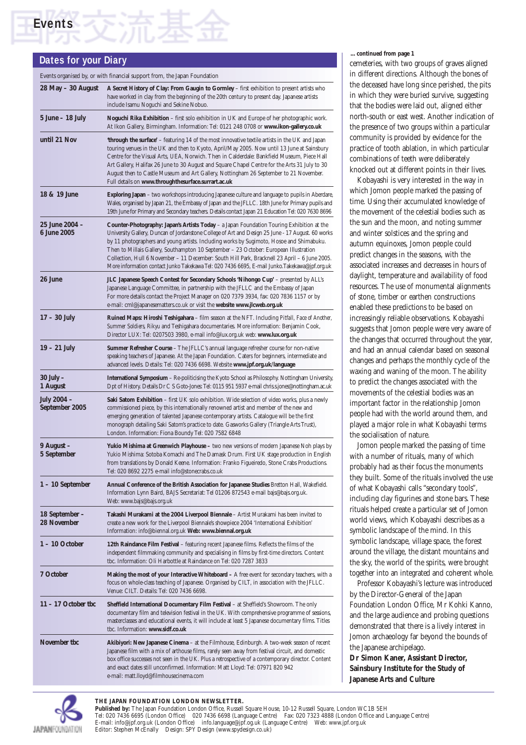# Events

## Dates for your Diary

Events organised by, or with financial support from, the Japan Foundation

| | |
|---|---|
| **28 May – 30 August** | **A Secret History of Clay: From Gaugin to Gormley** – first exhibition to present artists who have worked in clay from the beginning of the 20th century to present day. Japanese artists include Isamu Noguchi and Sekine Nobuo. |
| **5 June – 18 July** | **Noguchi Rika Exhibition** – first solo exhibition in UK and Europe of her photographic work. At Ikon Gallery, Birmingham. Information: Tel: 0121 248 0708 or **www.ikon-gallery.co.uk** |
| **until 21 Nov** | **'through the surface'** – featuring 14 of the most innovative textile artists in the UK and Japan touring venues in the UK and then to Kyoto, April/May 2005. Now until 13 June at Sainsbury Centre for the Visual Arts, UEA, Norwich. Then in Calderdale: Bankfield Museum, Piece Hall Art Gallery, Halifax 26 June to 30 August and Square Chapel Centre for the Arts 31 July to 30 August then to Castle Museum and Art Gallery, Nottingham 26 September to 21 November. Full details on **www.throughthesurface.surrart.ac.uk** |
| **18 & 19 June** | **Exploring Japan** – two workshops introducing Japanese culture and language to pupils in Aberdare, Wales, organised by Japan 21, the Embassy of Japan and the JFLLC. 18th June for Primary pupils and 19th June for Primary and Secondary teachers. Details contact Japan 21 Education Tel: 020 7630 8696 |
| **25 June 2004 – 6 June 2005** | **Counter-Photography: Japan's Artists Today** – a Japan Foundation Touring Exhibition at the University Gallery, Duncan of Jordanstone College of Art and Design 25 June - 17 August. 60 works by 11 photographers and young artists. Including works by Sugimoto, Hosoe and Shimabuku. Then to Millais Gallery, Southampton 10 September – 23 October: European Illustration Collection, Hull 6 November – 11 December: South Hill Park, Bracknell 23 April – 6 June 2005. More information contact Junko Takekawa Tel: 020 7436 6695, E-mail Junko.Takekawa@jpf.org.uk |
| **26 June** | **JLC Japanese Speech Contest for Secondary Schools 'Nihongo Cup'** – presented by ALL's Japanese Language Committee, in partnership with the JFLLC and the Embassy of Japan. For more details contact the Project Manager on 020 7379 3934, fax: 020 7836 1157 or by e-mail: cml@japanesematters.co.uk or visit the **website www.jlcweb.org.uk** |
| **17 – 30 July** | **Ruined Maps: Hiroshi Teshigahara** – film season at the NFT. Including Pitfall, *Face of Another*, Summer Soldiers, Rikyu and Teshigahara documentaries. More information: Benjamin Cook, Director LUX: Tel: 0207503 3980, e-mail info@lux.org.uk web: **www.lux.org.uk** |
| **19 – 21 July** | **Summer Refresher Course** – The JFLLC's annual language refresher course for non-native speaking teachers of Japanese. At the Japan Foundation. Caters for beginners, intermediate and advanced levels. Details: Tel: 020 7436 6698. Website **www.jpf.org.uk/language** |
| **30 July – 1 August** | **International Symposium** – Re-politicising the Kyoto School as Philosophy. Nottingham University, Dpt of History. Details Dr C S Goto-Jones: Tel: 0115 951 5937 e-mail chris.s.jones@nottingham.ac.uk |
| **July 2004 – September 2005** | **Saki Satom Exhibition** – first UK solo exhibition. Wide selection of video works, plus a newly commissioned piece, by this internationally renowned artist and member of the new and emerging generation of talented Japanese contemporary artists. Catalogue will be the first monograph detailing Saki Satom's practice to date. Gasworks Gallery (Triangle Arts Trust), London. Information: Fiona Boundy Tel: 020 7582 6848 |
| **9 August – 5 September** | **Yukio Mishima at Greenwich Playhouse** – two new versions of modern Japanese Noh plays by Yukio Mishima: Sotoba Komachi and The Damask Drum. First UK stage production in English from translations by Donald Keene. Information: Franko Figueiredo, Stone Crabs Productions. Tel: 020 8692 2275 e-mail info@stonecrabs.co.uk |
| **1 – 10 September** | **Annual Conference of the British Association for Japanese Studies** Bretton Hall, Wakefield. Information Lynn Baird, BAJS Secretariat: Tel 01206 872543 e-mail bajs@bajs.org.uk. Web: www.bajs@bajs.org.uk |
| **18 September – 28 November** | **Takashi Murakami at the 2004 Liverpool Biennale** – Artist Murakami has been invited to create a new work for the Liverpool Biennale's showpiece 2004 'International Exhibition'. Information: info@biennal.org.uk **Web: www.biennal.org.uk** |
| **1 – 10 October** | **12th Raindance Film Festival** – featuring recent Japanese films. Reflects the films of the independent filmmaking community and specialising in films by first-time directors. Content tbc. Information: Oli Harbottle at Raindance on Tel: 020 7287 3833 |
| **7 October** | **Making the most of your Interactive Whiteboard** – A free event for secondary teachers, with a focus on whole-class teaching of Japanese. Organised by CILT, in association with the JFLLC. Venue: CILT. Details: Tel: 020 7436 6698. |
| **11 – 17 October tbc** | **Sheffield International Documentary Film Festival** – at Sheffield's Showroom. The only documentary film and television festival in the UK. With comprehensive programme of sessions, masterclasses and educational events, it will include at least 5 Japanese documentary films. Titles tbc. Information: **www.sidf.co.uk** |
| **November tbc** | **Akibiyori: New Japanese Cinema** – at the Filmhouse, Edinburgh. A two-week season of recent Japanese film with a mix of arthouse films, rarely seen away from festival circuit, and domestic box office successes not seen in the UK. Plus a retrospective of a contemporary director. Content and exact dates still unconfirmed. Information: Matt Lloyd: Tel: 07971 820 942 e-mail: matt.lloyd@filmhousecinema.com |

**... continued from page 1**

cemeteries, with two groups of graves aligned in different directions. Although the bones of the deceased have long since perished, the pits in which they were buried survive, suggesting that the bodies were laid out, aligned either north-south or east west. Another indication of the presence of two groups within a particular community is provided by evidence for the practice of tooth ablation, in which particular combinations of teeth were deliberately knocked out at different points in their lives.

Kobayashi is very interested in the way in which Jomon people marked the passing of time. Using their accumulated knowledge of the movement of the celestial bodies such as the sun and the moon, and noting summer and winter solstices and the spring and autumn equinoxes, Jomon people could predict changes in the seasons, with the associated increases and decreases in hours of daylight, temperature and availability of food resources. The use of monumental alignments of stone, timber or earthen constructions enabled these predictions to be based on increasingly reliable observations. Kobayashi suggests that Jomon people were very aware of the changes that occurred throughout the year, and had an annual calendar based on seasonal changes and perhaps the monthly cycle of the waxing and waning of the moon. The ability to predict the changes associated with the movements of the celestial bodies was an important factor in the relationship Jomon people had with the world around them, and played a major role in what Kobayashi terms the socialisation of nature.

Jomon people marked the passing of time with a number of rituals, many of which probably had as their focus the monuments they built. Some of the rituals involved the use of what Kobayashi calls "secondary tools", including clay figurines and stone bars. These rituals helped create a particular set of Jomon world views, which Kobayashi describes as a symbolic landscape of the mind. In this symbolic landscape, village space, the forest around the village, the distant mountains and the sky, the world of the spirits, were brought together into an integrated and coherent whole.

Professor Kobayashi's lecture was introduced by the Director-General of the Japan Foundation London Office, Mr Kohki Kanno, and the large audience and probing questions demonstrated that there is a lively interest in Jomon archaeology far beyond the bounds of the Japanese archipelago.

**Dr Simon Kaner, Assistant Director, Sainsbury Institute for the Study of Japanese Arts and Culture**

---

**THE JAPAN FOUNDATION LONDON NEWSLETTER.**
**Published by:** The Japan Foundation London Office, Russell Square House, 10-12 Russell Square, London WC1B 5EH
Tel: 020 7436 6695 (London Office) 020 7436 6698 (Language Centre) Fax: 020 7323 4888 (London Office and Language Centre)
E-mail: info@jpf.org.uk (London Office) info.language@jpf.org.uk (Language Centre) Web: www.jpf.org.uk
Editor: Stephen McEnally Design: SPY Design (www.spydesign.co.uk)